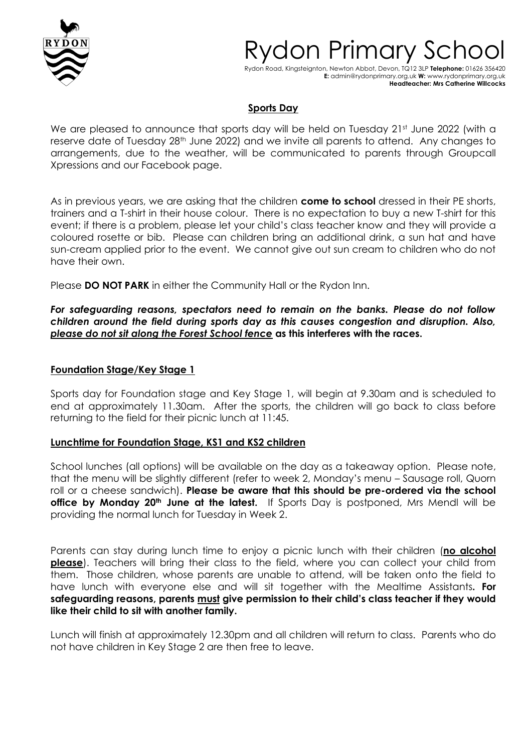# Rydon Primary School

Rydon Road, Kingsteignton, Newton Abbot, Devon, TQ12 3LP **Telephone:** 01626 356420
**E:** admin@rydonprimary.org.uk **W:** www.rydonprimary.org.uk
**Headteacher: Mrs Catherine Willcocks**

## Sports Day

We are pleased to announce that sports day will be held on Tuesday 21st June 2022 (with a reserve date of Tuesday 28th June 2022) and we invite all parents to attend. Any changes to arrangements, due to the weather, will be communicated to parents through Groupcall Xpressions and our Facebook page.

As in previous years, we are asking that the children **come to school** dressed in their PE shorts, trainers and a T-shirt in their house colour. There is no expectation to buy a new T-shirt for this event; if there is a problem, please let your child's class teacher know and they will provide a coloured rosette or bib. Please can children bring an additional drink, a sun hat and have sun-cream applied prior to the event. We cannot give out sun cream to children who do not have their own.

Please **DO NOT PARK** in either the Community Hall or the Rydon Inn.

***For safeguarding reasons, spectators need to remain on the banks. Please do not follow children around the field during sports day as this causes congestion and disruption. Also, <u>please do not sit along the Forest School fence</u>*** **as this interferes with the races.**

### Foundation Stage/Key Stage 1

Sports day for Foundation stage and Key Stage 1, will begin at 9.30am and is scheduled to end at approximately 11.30am. After the sports, the children will go back to class before returning to the field for their picnic lunch at 11:45.

### Lunchtime for Foundation Stage, KS1 and KS2 children

School lunches (all options) will be available on the day as a takeaway option. Please note, that the menu will be slightly different (refer to week 2, Monday's menu – Sausage roll, Quorn roll or a cheese sandwich). **Please be aware that this should be pre-ordered via the school office by Monday 20th June at the latest.** If Sports Day is postponed, Mrs Mendl will be providing the normal lunch for Tuesday in Week 2.

Parents can stay during lunch time to enjoy a picnic lunch with their children (**<u>no alcohol please</u>**). Teachers will bring their class to the field, where you can collect your child from them. Those children, whose parents are unable to attend, will be taken onto the field to have lunch with everyone else and will sit together with the Mealtime Assistants**. For safeguarding reasons, parents <u>must</u> give permission to their child's class teacher if they would like their child to sit with another family.**

Lunch will finish at approximately 12.30pm and all children will return to class. Parents who do not have children in Key Stage 2 are then free to leave.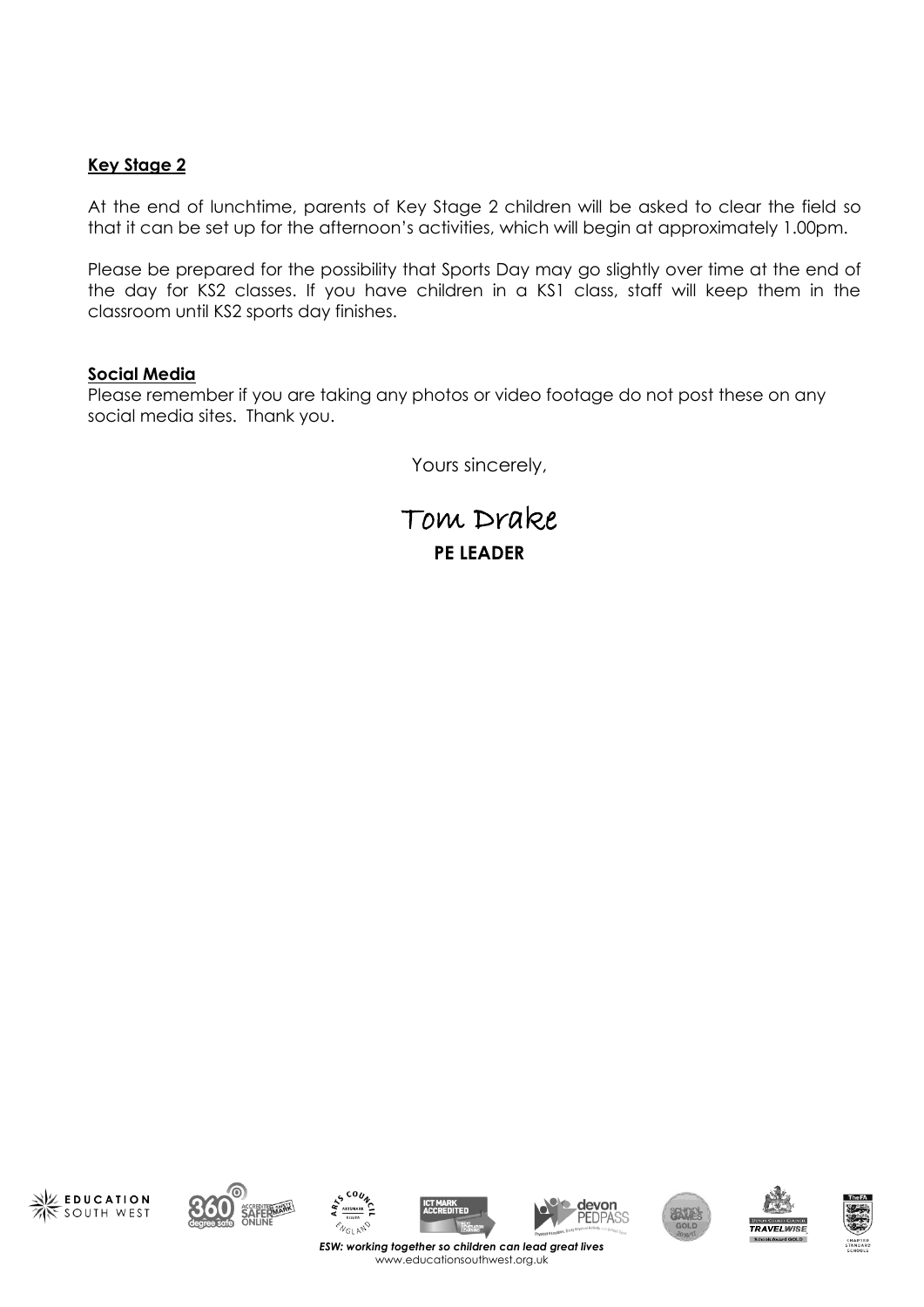**Key Stage 2**

At the end of lunchtime, parents of Key Stage 2 children will be asked to clear the field so that it can be set up for the afternoon's activities, which will begin at approximately 1.00pm.

Please be prepared for the possibility that Sports Day may go slightly over time at the end of the day for KS2 classes. If you have children in a KS1 class, staff will keep them in the classroom until KS2 sports day finishes.

**Social Media**

Please remember if you are taking any photos or video footage do not post these on any social media sites. Thank you.

Yours sincerely,

Tom Drake

**PE LEADER**

*ESW: working together so children can lead great lives*
www.educationsouthwest.org.uk